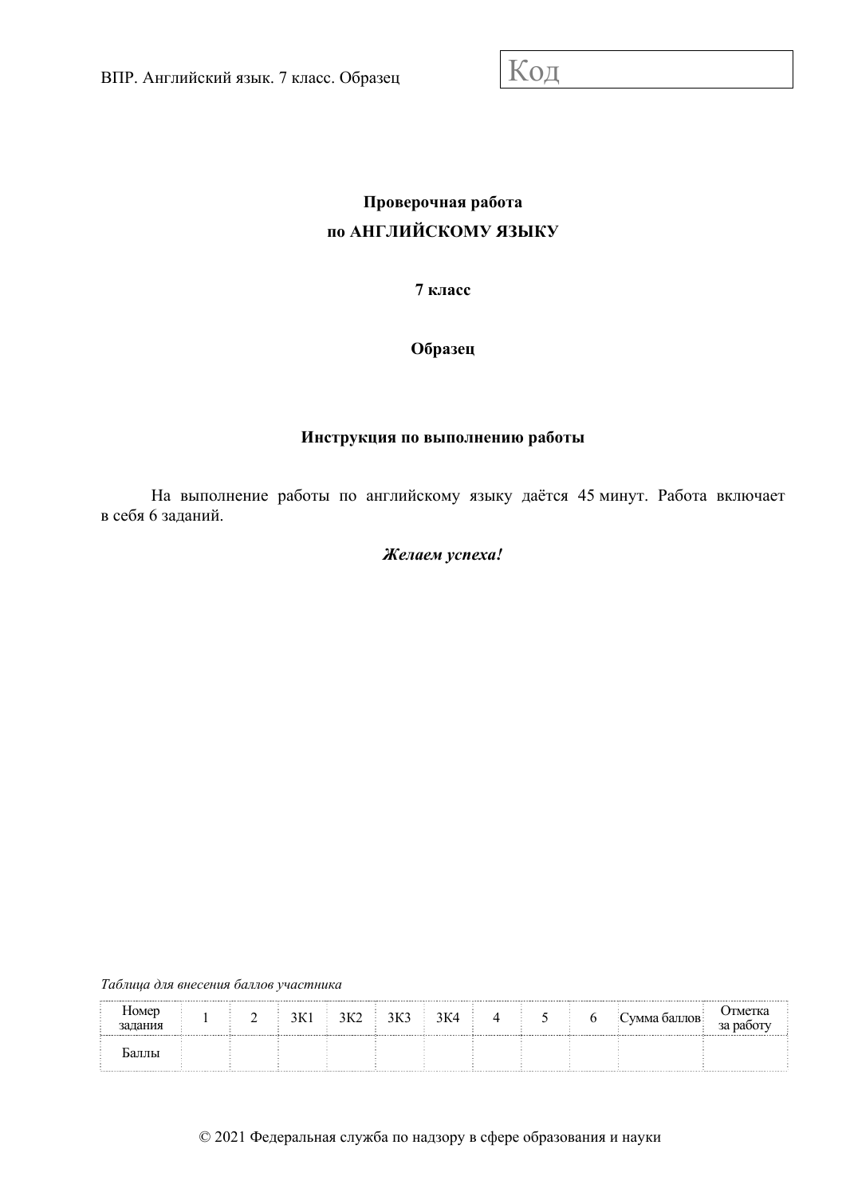Код

**Проверочная работа**
**по АНГЛИЙСКОМУ ЯЗЫКУ**

**7 класс**

**Образец**

**Инструкция по выполнению работы**

На выполнение работы по английскому языку даётся 45 минут. Работа включает в себя 6 заданий.

***Желаем успеха!***

*Таблица для внесения баллов участника*

| Номер задания | 1 | 2 | 3К1 | 3К2 | 3К3 | 3К4 | 4 | 5 | 6 | Сумма баллов | Отметка за работу |
|---|---|---|---|---|---|---|---|---|---|---|---|
| Баллы | | | | | | | | | | | |

© 2021 Федеральная служба по надзору в сфере образования и науки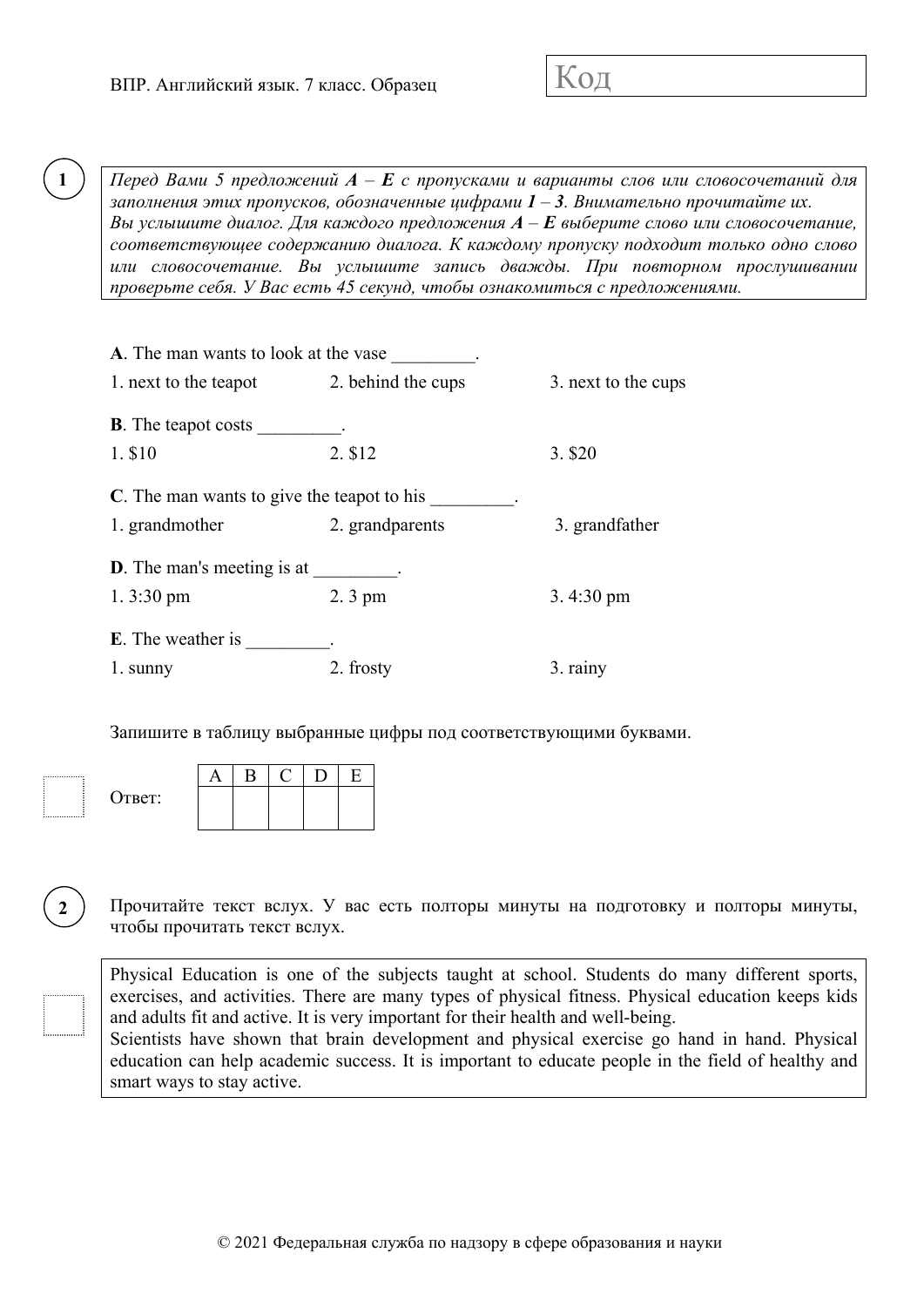**1**

*Перед Вами 5 предложений **A** – **E** с пропусками и варианты слов или словосочетаний для заполнения этих пропусков, обозначенные цифрами **1** – **3**. Внимательно прочитайте их.*
*Вы услышите диалог. Для каждого предложения **A** – **E** выберите слово или словосочетание, соответствующее содержанию диалога. К каждому пропуску подходит только одно слово или словосочетание. Вы услышите запись дважды. При повторном прослушивании проверьте себя. У Вас есть 45 секунд, чтобы ознакомиться с предложениями.*

**A**. The man wants to look at the vase _________.

1. next to the teapot  2. behind the cups  3. next to the cups

**B**. The teapot costs _________.

1. $10  2. $12  3. $20

**C**. The man wants to give the teapot to his _________.

1. grandmother  2. grandparents  3. grandfather

**D**. The man's meeting is at _________.

1. 3:30 pm  2. 3 pm  3. 4:30 pm

**E**. The weather is _________.

1. sunny  2. frosty  3. rainy

Запишите в таблицу выбранные цифры под соответствующими буквами.

Ответ:

| A | B | C | D | E |
|---|---|---|---|---|
|   |   |   |   |   |

**2**

Прочитайте текст вслух. У вас есть полторы минуты на подготовку и полторы минуты, чтобы прочитать текст вслух.

Physical Education is one of the subjects taught at school. Students do many different sports, exercises, and activities. There are many types of physical fitness. Physical education keeps kids and adults fit and active. It is very important for their health and well-being.
Scientists have shown that brain development and physical exercise go hand in hand. Physical education can help academic success. It is important to educate people in the field of healthy and smart ways to stay active.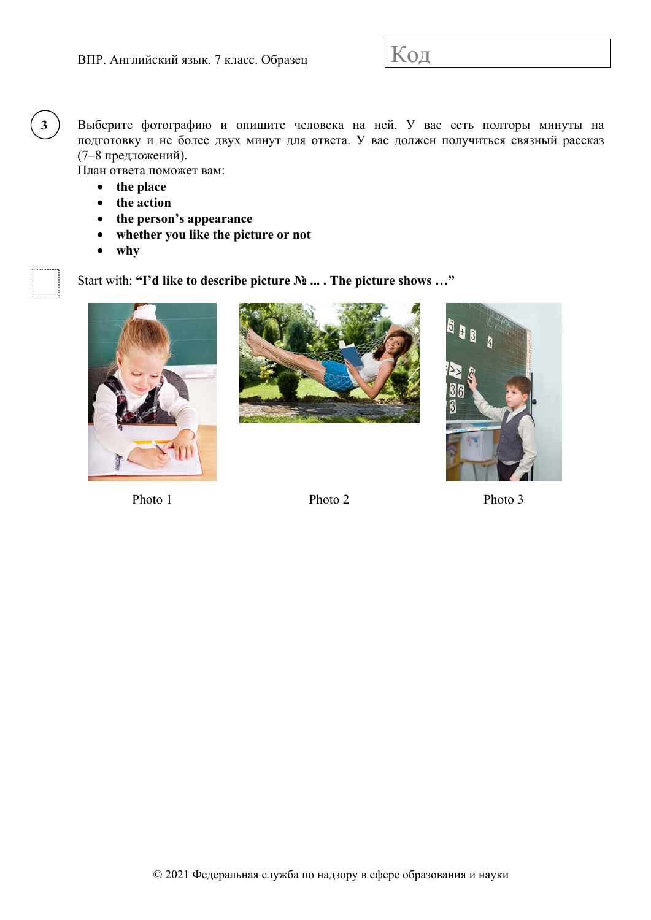**3**

Выберите фотографию и опишите человека на ней. У вас есть полторы минуты на подготовку и не более двух минут для ответа. У вас должен получиться связный рассказ (7–8 предложений).

План ответа поможет вам:

- **the place**
- **the action**
- **the person's appearance**
- **whether you like the picture or not**
- **why**

Start with: **"I'd like to describe picture № ... . The picture shows …"**

Photo 1

Photo 2

Photo 3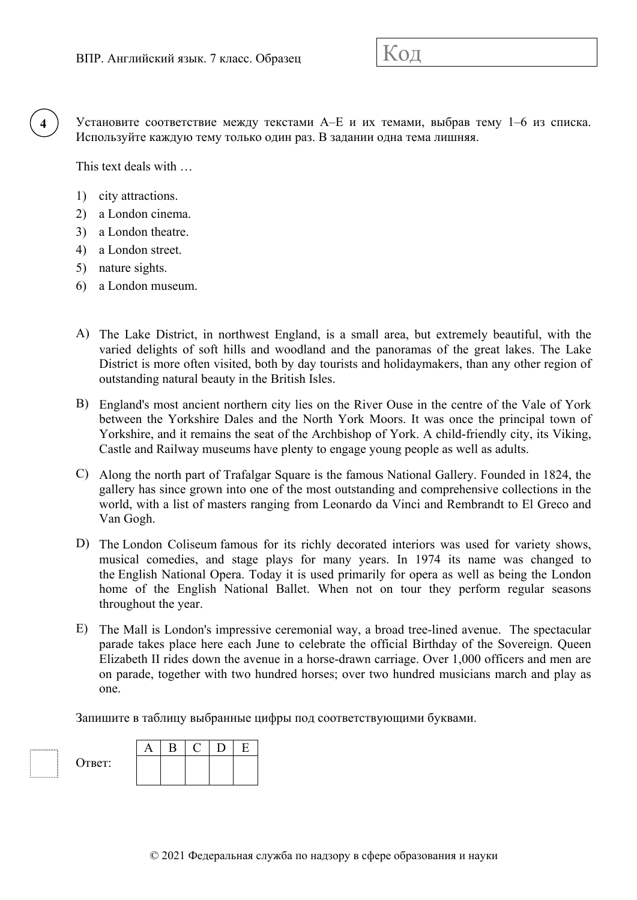**4**

Установите соответствие между текстами A–E и их темами, выбрав тему 1–6 из списка. Используйте каждую тему только один раз. В задании одна тема лишняя.

This text deals with …

1) city attractions.
2) a London cinema.
3) a London theatre.
4) a London street.
5) nature sights.
6) a London museum.

A) The Lake District, in northwest England, is a small area, but extremely beautiful, with the varied delights of soft hills and woodland and the panoramas of the great lakes. The Lake District is more often visited, both by day tourists and holidaymakers, than any other region of outstanding natural beauty in the British Isles.

B) England's most ancient northern city lies on the River Ouse in the centre of the Vale of York between the Yorkshire Dales and the North York Moors. It was once the principal town of Yorkshire, and it remains the seat of the Archbishop of York. A child-friendly city, its Viking, Castle and Railway museums have plenty to engage young people as well as adults.

C) Along the north part of Trafalgar Square is the famous National Gallery. Founded in 1824, the gallery has since grown into one of the most outstanding and comprehensive collections in the world, with a list of masters ranging from Leonardo da Vinci and Rembrandt to El Greco and Van Gogh.

D) The London Coliseum famous for its richly decorated interiors was used for variety shows, musical comedies, and stage plays for many years. In 1974 its name was changed to the English National Opera. Today it is used primarily for opera as well as being the London home of the English National Ballet. When not on tour they perform regular seasons throughout the year.

E) The Mall is London's impressive ceremonial way, a broad tree-lined avenue. The spectacular parade takes place here each June to celebrate the official Birthday of the Sovereign. Queen Elizabeth II rides down the avenue in a horse-drawn carriage. Over 1,000 officers and men are on parade, together with two hundred horses; over two hundred musicians march and play as one.

Запишите в таблицу выбранные цифры под соответствующими буквами.

Ответ:

| A | B | C | D | E |
|---|---|---|---|---|
| | | | | |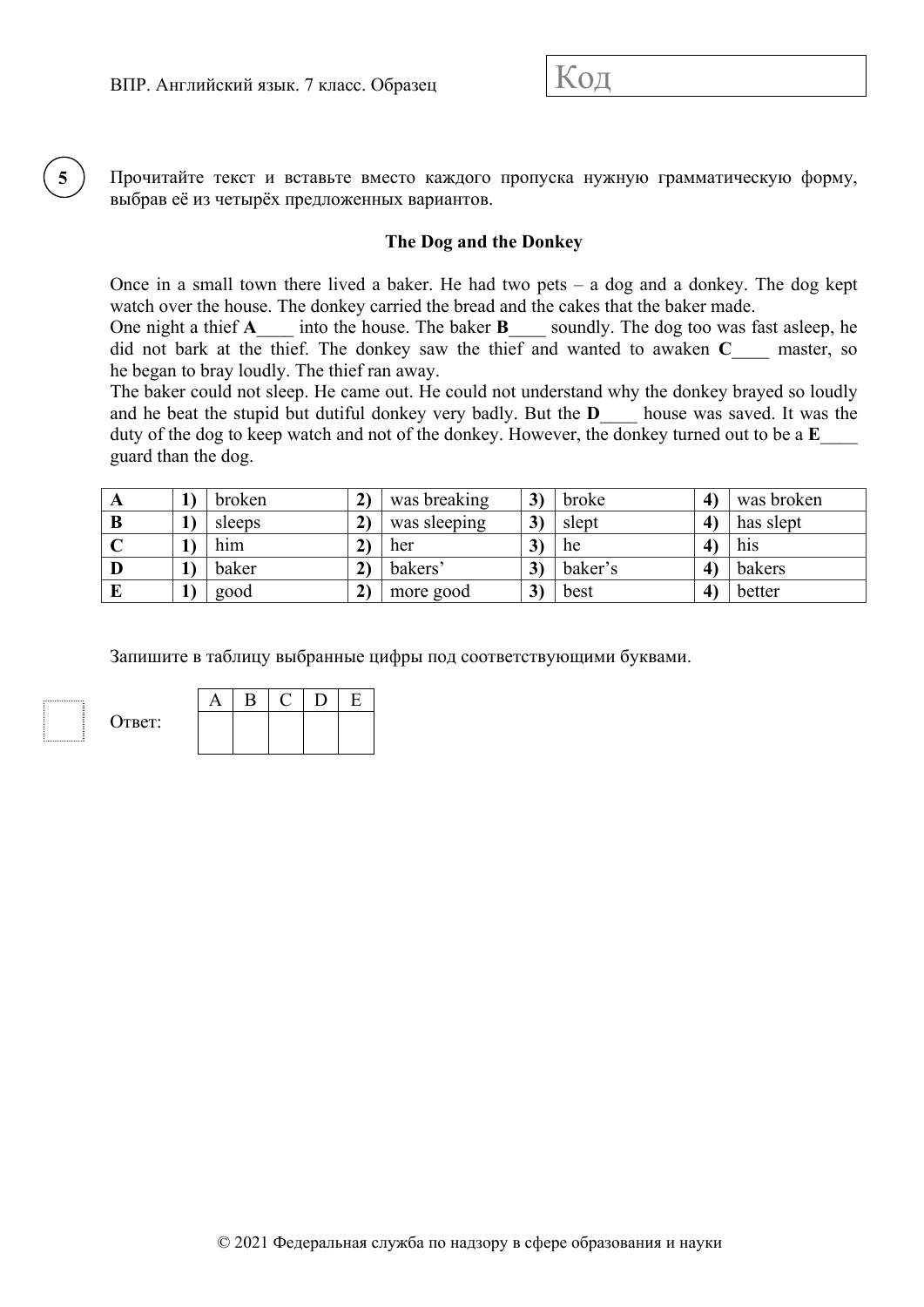**5**

Прочитайте текст и вставьте вместо каждого пропуска нужную грамматическую форму, выбрав её из четырёх предложенных вариантов.

### The Dog and the Donkey

Once in a small town there lived a baker. He had two pets – a dog and a donkey. The dog kept watch over the house. The donkey carried the bread and the cakes that the baker made.
One night a thief **A**____ into the house. The baker **B**____ soundly. The dog too was fast asleep, he did not bark at the thief. The donkey saw the thief and wanted to awaken **C**____ master, so he began to bray loudly. The thief ran away.
The baker could not sleep. He came out. He could not understand why the donkey brayed so loudly and he beat the stupid but dutiful donkey very badly. But the **D**____ house was saved. It was the duty of the dog to keep watch and not of the donkey. However, the donkey turned out to be a **E**____ guard than the dog.

| | | | | | | | | |
|---|---|---|---|---|---|---|---|---|
| **A** | **1)** | broken | **2)** | was breaking | **3)** | broke | **4)** | was broken |
| **B** | **1)** | sleeps | **2)** | was sleeping | **3)** | slept | **4)** | has slept |
| **C** | **1)** | him | **2)** | her | **3)** | he | **4)** | his |
| **D** | **1)** | baker | **2)** | bakers' | **3)** | baker's | **4)** | bakers |
| **E** | **1)** | good | **2)** | more good | **3)** | best | **4)** | better |

Запишите в таблицу выбранные цифры под соответствующими буквами.

Ответ:

| A | B | C | D | E |
|---|---|---|---|---|
| | | | | |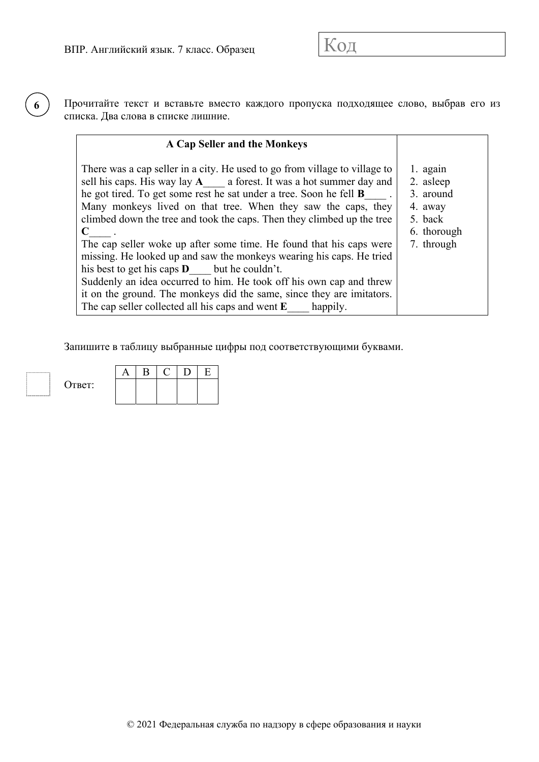**6**

Прочитайте текст и вставьте вместо каждого пропуска подходящее слово, выбрав его из списка. Два слова в списке лишние.

| **A Cap Seller and the Monkeys** | |
|---|---|
| There was a cap seller in a city. He used to go from village to village to sell his caps. His way lay **A**____ a forest. It was a hot summer day and he got tired. To get some rest he sat under a tree. Soon he fell **B**____ . Many monkeys lived on that tree. When they saw the caps, they climbed down the tree and took the caps. Then they climbed up the tree **C**____ .<br>The cap seller woke up after some time. He found that his caps were missing. He looked up and saw the monkeys wearing his caps. He tried his best to get his caps **D**____ but he couldn't.<br>Suddenly an idea occurred to him. He took off his own cap and threw it on the ground. The monkeys did the same, since they are imitators. The cap seller collected all his caps and went **E**____ happily. | 1. again<br>2. asleep<br>3. around<br>4. away<br>5. back<br>6. thorough<br>7. through |

Запишите в таблицу выбранные цифры под соответствующими буквами.

Ответ:

| A | B | C | D | E |
|---|---|---|---|---|
| | | | | |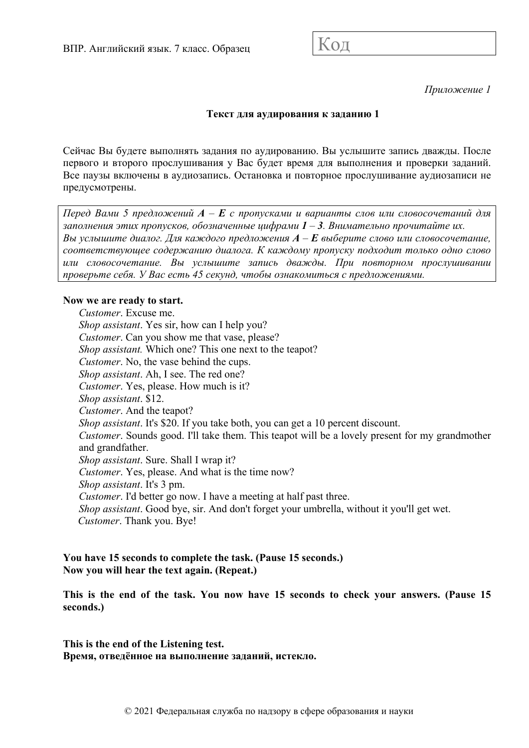*Приложение 1*

### Текст для аудирования к заданию 1

Сейчас Вы будете выполнять задания по аудированию. Вы услышите запись дважды. После первого и второго прослушивания у Вас будет время для выполнения и проверки заданий. Все паузы включены в аудиозапись. Остановка и повторное прослушивание аудиозаписи не предусмотрены.

*Перед Вами 5 предложений **A** – **E** с пропусками и варианты слов или словосочетаний для заполнения этих пропусков, обозначенные цифрами **1** – **3**. Внимательно прочитайте их. Вы услышите диалог. Для каждого предложения **A** – **E** выберите слово или словосочетание, соответствующее содержанию диалога. К каждому пропуску подходит только одно слово или словосочетание. Вы услышите запись дважды. При повторном прослушивании проверьте себя. У Вас есть 45 секунд, чтобы ознакомиться с предложениями.*

**Now we are ready to start.**

*Customer*. Excuse me.
*Shop assistant*. Yes sir, how can I help you?
*Customer*. Can you show me that vase, please?
*Shop assistant.* Which one? This one next to the teapot?
*Customer*. No, the vase behind the cups.
*Shop assistant*. Ah, I see. The red one?
*Customer*. Yes, please. How much is it?
*Shop assistant*. $12.
*Customer*. And the teapot?
*Shop assistant*. It's $20. If you take both, you can get a 10 percent discount.
*Customer*. Sounds good. I'll take them. This teapot will be a lovely present for my grandmother and grandfather.
*Shop assistant*. Sure. Shall I wrap it?
*Customer*. Yes, please. And what is the time now?
*Shop assistant*. It's 3 pm.
*Customer*. I'd better go now. I have a meeting at half past three.
*Shop assistant*. Good bye, sir. And don't forget your umbrella, without it you'll get wet.
*Customer*. Thank you. Bye!

**You have 15 seconds to complete the task. (Pause 15 seconds.)**
**Now you will hear the text again. (Repeat.)**

**This is the end of the task. You now have 15 seconds to check your answers. (Pause 15 seconds.)**

**This is the end of the Listening test.**
**Время, отведённое на выполнение заданий, истекло.**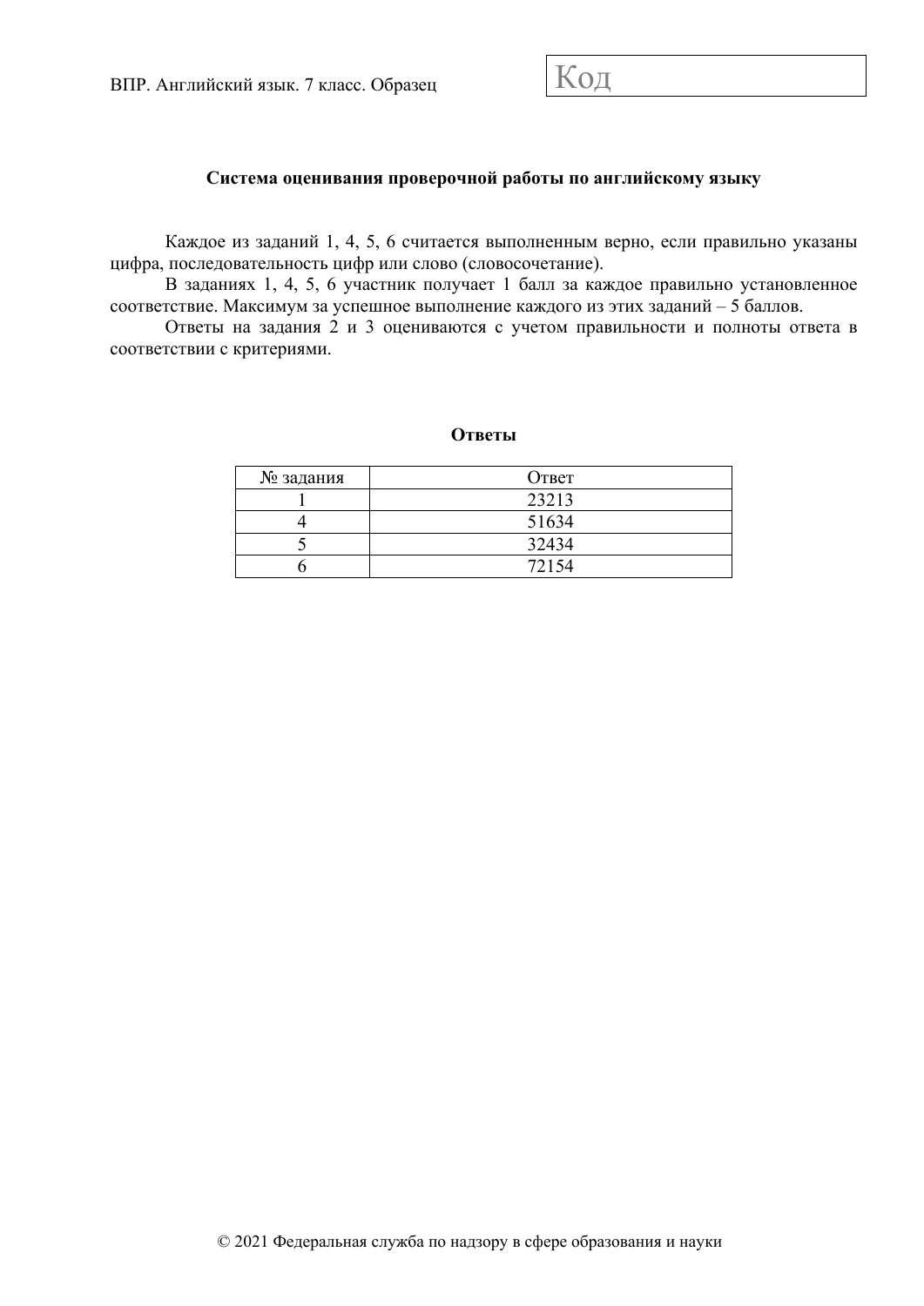## Система оценивания проверочной работы по английскому языку

Каждое из заданий 1, 4, 5, 6 считается выполненным верно, если правильно указаны цифра, последовательность цифр или слово (словосочетание).

В заданиях 1, 4, 5, 6 участник получает 1 балл за каждое правильно установленное соответствие. Максимум за успешное выполнение каждого из этих заданий – 5 баллов.

Ответы на задания 2 и 3 оцениваются с учетом правильности и полноты ответа в соответствии с критериями.

### Ответы

| № задания | Ответ |
|---|---|
| 1 | 23213 |
| 4 | 51634 |
| 5 | 32434 |
| 6 | 72154 |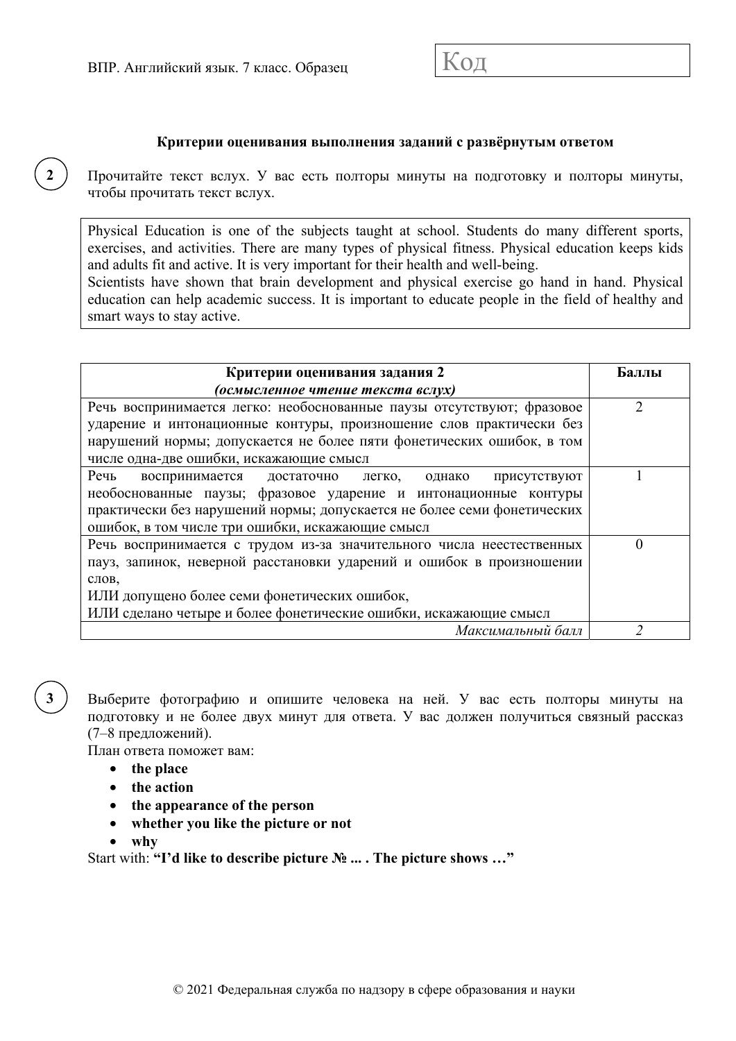**Критерии оценивания выполнения заданий с развёрнутым ответом**

**2** Прочитайте текст вслух. У вас есть полторы минуты на подготовку и полторы минуты, чтобы прочитать текст вслух.

> Physical Education is one of the subjects taught at school. Students do many different sports, exercises, and activities. There are many types of physical fitness. Physical education keeps kids and adults fit and active. It is very important for their health and well-being.
> Scientists have shown that brain development and physical exercise go hand in hand. Physical education can help academic success. It is important to educate people in the field of healthy and smart ways to stay active.

| **Критерии оценивания задания 2** *(осмысленное чтение текста вслух)* | **Баллы** |
|---|---|
| Речь воспринимается легко: необоснованные паузы отсутствуют; фразовое ударение и интонационные контуры, произношение слов практически без нарушений нормы; допускается не более пяти фонетических ошибок, в том числе одна-две ошибки, искажающие смысл | 2 |
| Речь воспринимается достаточно легко, однако присутствуют необоснованные паузы; фразовое ударение и интонационные контуры практически без нарушений нормы; допускается не более семи фонетических ошибок, в том числе три ошибки, искажающие смысл | 1 |
| Речь воспринимается с трудом из-за значительного числа неестественных пауз, запинок, неверной расстановки ударений и ошибок в произношении слов, ИЛИ допущено более семи фонетических ошибок, ИЛИ сделано четыре и более фонетические ошибки, искажающие смысл | 0 |
| *Максимальный балл* | *2* |

**3** Выберите фотографию и опишите человека на ней. У вас есть полторы минуты на подготовку и не более двух минут для ответа. У вас должен получиться связный рассказ (7–8 предложений).

План ответа поможет вам:

- **the place**
- **the action**
- **the appearance of the person**
- **whether you like the picture or not**
- **why**

Start with: **"I'd like to describe picture № ... . The picture shows …"**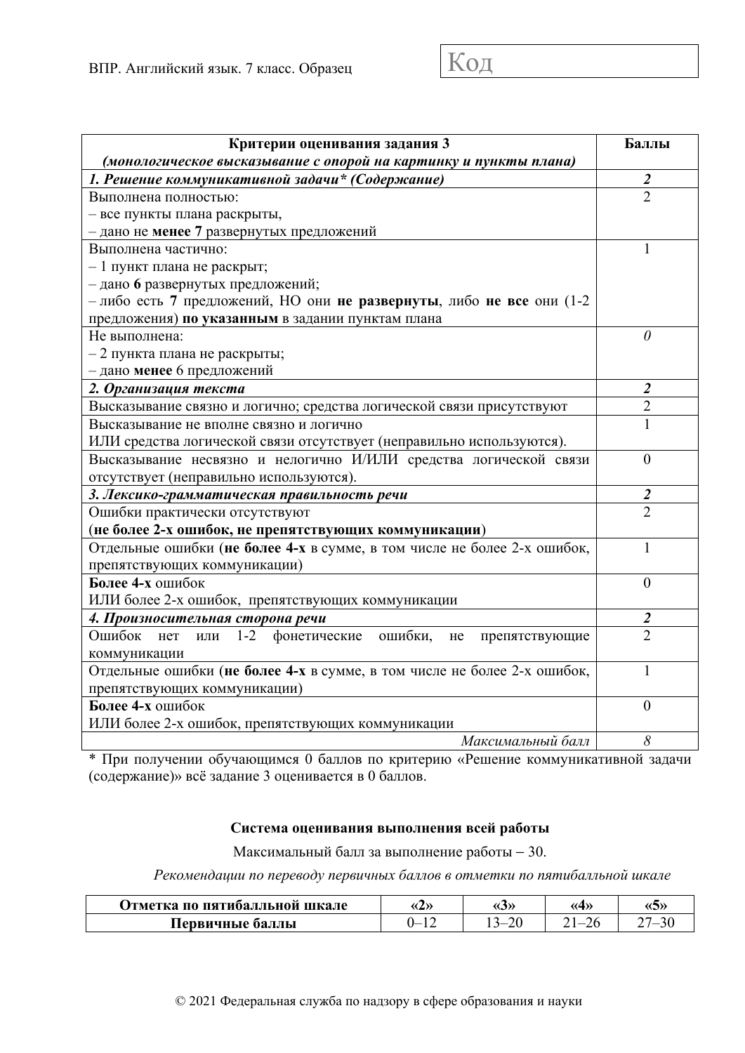| **Критерии оценивания задания 3** *(монологическое высказывание с опорой на картинку и пункты плана)* | **Баллы** |
|---|---|
| ***1. Решение коммуникативной задачи\* (Содержание)*** | ***2*** |
| Выполнена полностью:<br>– все пункты плана раскрыты,<br>– дано не **менее 7** развернутых предложений | 2 |
| Выполнена частично:<br>– 1 пункт плана не раскрыт;<br>– дано **6** развернутых предложений;<br>– либо есть **7** предложений, НО они **не развернуты**, либо **не все** они (1-2 предложения) **по указанным** в задании пунктам плана | 1 |
| Не выполнена:<br>– 2 пункта плана не раскрыты;<br>– дано **менее** 6 предложений | *0* |
| ***2. Организация текста*** | ***2*** |
| Высказывание связно и логично; средства логической связи присутствуют | 2 |
| Высказывание не вполне связно и логично<br>ИЛИ средства логической связи отсутствует (неправильно используются). | 1 |
| Высказывание несвязно и нелогично И/ИЛИ средства логической связи отсутствует (неправильно используются). | 0 |
| ***3. Лексико-грамматическая правильность речи*** | ***2*** |
| Ошибки практически отсутствуют<br>(**не более 2-х ошибок, не препятствующих коммуникации**) | 2 |
| Отдельные ошибки (**не более 4-х** в сумме, в том числе не более 2-х ошибок, препятствующих коммуникации) | 1 |
| **Более 4-х** ошибок<br>ИЛИ более 2-х ошибок, препятствующих коммуникации | 0 |
| ***4. Произносительная сторона речи*** | ***2*** |
| Ошибок нет или 1-2 фонетические ошибки, не препятствующие коммуникации | 2 |
| Отдельные ошибки (**не более 4-х** в сумме, в том числе не более 2-х ошибок, препятствующих коммуникации) | 1 |
| **Более 4-х** ошибок<br>ИЛИ более 2-х ошибок, препятствующих коммуникации | 0 |
| *Максимальный балл* | *8* |

\* При получении обучающимся 0 баллов по критерию «Решение коммуникативной задачи (содержание)» всё задание 3 оценивается в 0 баллов.

**Система оценивания выполнения всей работы**

Максимальный балл за выполнение работы – 30.

*Рекомендации по переводу первичных баллов в отметки по пятибалльной шкале*

| **Отметка по пятибалльной шкале** | **«2»** | **«3»** | **«4»** | **«5»** |
|---|---|---|---|---|
| **Первичные баллы** | 0–12 | 13–20 | 21–26 | 27–30 |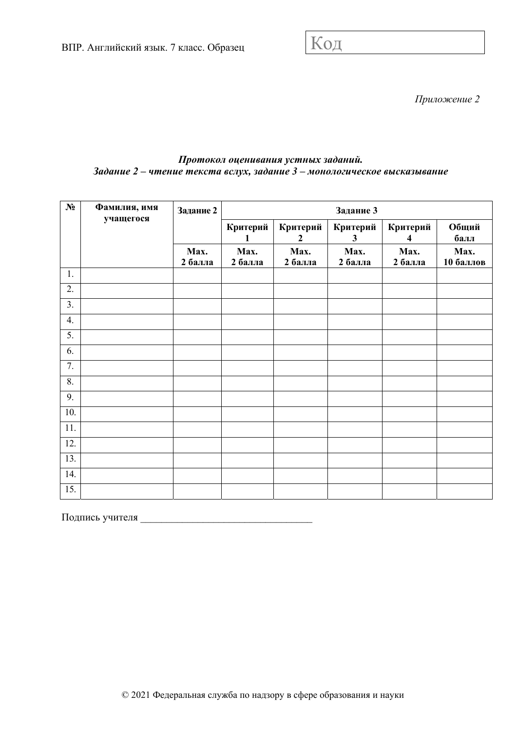Код

*Приложение 2*

***Протокол оценивания устных заданий.***
***Задание 2 – чтение текста вслух, задание 3 – монологическое высказывание***

| **№** | **Фамилия, имя учащегося** | **Задание 2** | **Задание 3** | | | | |
|---|---|---|---|---|---|---|---|
| | | | **Критерий 1** | **Критерий 2** | **Критерий 3** | **Критерий 4** | **Общий балл** |
| | | **Max. 2 балла** | **Max. 2 балла** | **Max. 2 балла** | **Max. 2 балла** | **Max. 2 балла** | **Max. 10 баллов** |
| 1. | | | | | | | |
| 2. | | | | | | | |
| 3. | | | | | | | |
| 4. | | | | | | | |
| 5. | | | | | | | |
| 6. | | | | | | | |
| 7. | | | | | | | |
| 8. | | | | | | | |
| 9. | | | | | | | |
| 10. | | | | | | | |
| 11. | | | | | | | |
| 12. | | | | | | | |
| 13. | | | | | | | |
| 14. | | | | | | | |
| 15. | | | | | | | |

Подпись учителя ________________________________